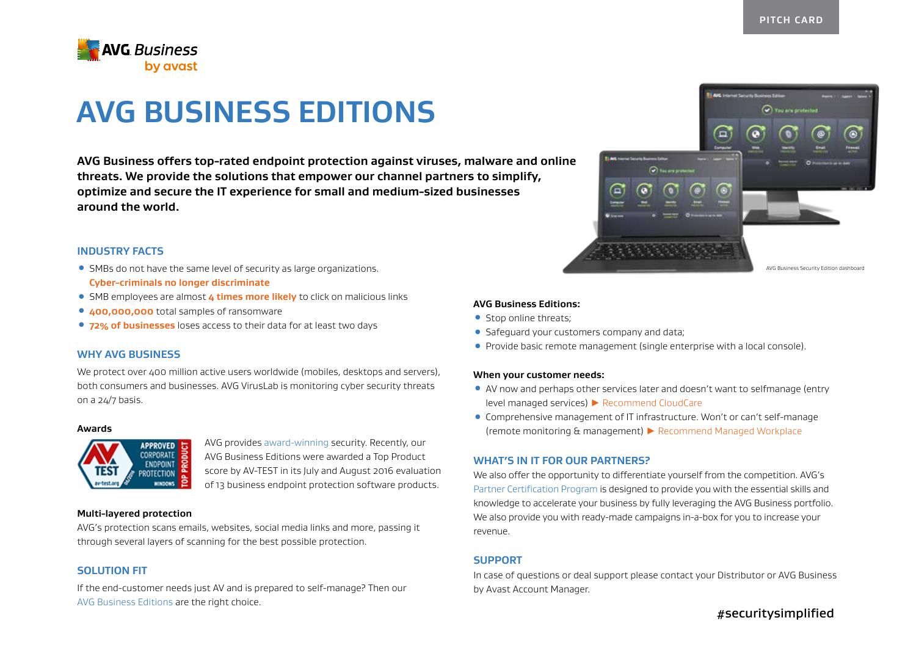PITCH CARD

# AVG BUSINESS EDITIONS

**AVG Business offers top-rated endpoint protection against viruses, malware and online threats. We provide the solutions that empower our channel partners to simplify, optimize and secure the IT experience for small and medium-sized businesses around the world.**

AVG Business Security Edition dashboard

## INDUSTRY FACTS

- SMBs do not have the same level of security as large organizations. **Cyber-criminals no longer discriminate**
- SMB employees are almost **4 times more likely** to click on malicious links
- **400,000,000** total samples of ransomware
- **72% of businesses** loses access to their data for at least two days

## WHY AVG BUSINESS

We protect over 400 million active users worldwide (mobiles, desktops and servers), both consumers and businesses. AVG VirusLab is monitoring cyber security threats on a 24/7 basis.

### Awards

AVG provides award-winning security. Recently, our AVG Business Editions were awarded a Top Product score by AV-TEST in its July and August 2016 evaluation of 13 business endpoint protection software products.

### Multi-layered protection

AVG's protection scans emails, websites, social media links and more, passing it through several layers of scanning for the best possible protection.

## SOLUTION FIT

If the end-customer needs just AV and is prepared to self-manage? Then our AVG Business Editions are the right choice.

**AVG Business Editions:**

- Stop online threats;
- Safeguard your customers company and data;
- Provide basic remote management (single enterprise with a local console).

**When your customer needs:**

- AV now and perhaps other services later and doesn't want to selfmanage (entry level managed services) ▶ Recommend CloudCare
- Comprehensive management of IT infrastructure. Won't or can't self-manage (remote monitoring & management) ▶ Recommend Managed Workplace

## WHAT'S IN IT FOR OUR PARTNERS?

We also offer the opportunity to differentiate yourself from the competition. AVG's Partner Certification Program is designed to provide you with the essential skills and knowledge to accelerate your business by fully leveraging the AVG Business portfolio. We also provide you with ready-made campaigns in-a-box for you to increase your revenue.

## SUPPORT

In case of questions or deal support please contact your Distributor or AVG Business by Avast Account Manager.

#securitysimplified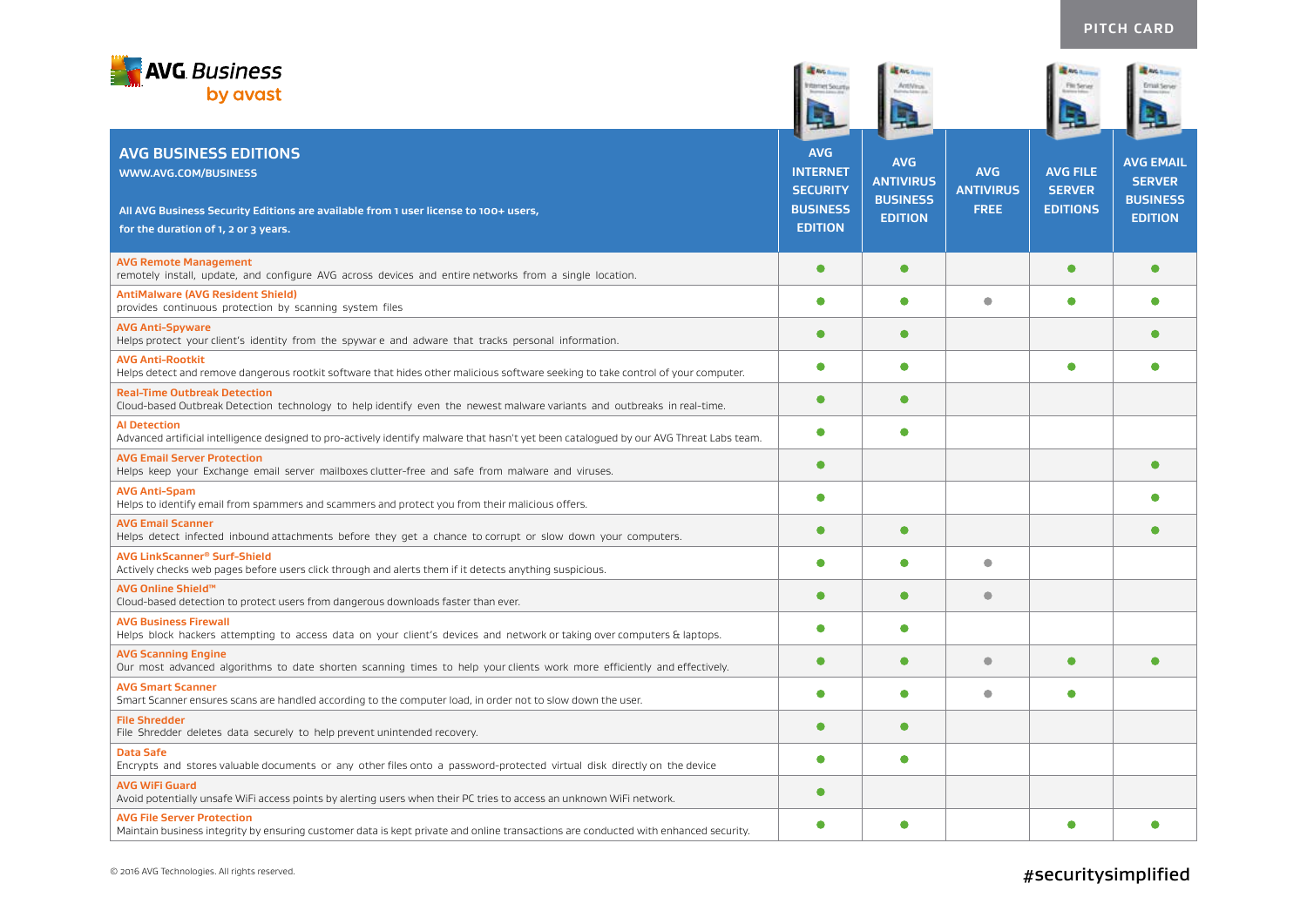PITCH CARD

# AVG Business by avast

## AVG BUSINESS EDITIONS

**WWW.AVG.COM/BUSINESS**

**All AVG Business Security Editions are available from 1 user license to 100+ users, for the duration of 1, 2 or 3 years.**

| | AVG INTERNET SECURITY BUSINESS EDITION | AVG ANTIVIRUS BUSINESS EDITION | AVG ANTIVIRUS FREE | AVG FILE SERVER EDITIONS | AVG EMAIL SERVER BUSINESS EDITION |
|---|---|---|---|---|---|
| **AVG Remote Management** remotely install, update, and configure AVG across devices and entire networks from a single location. | ● | ● | | ● | ● |
| **AntiMalware (AVG Resident Shield)** provides continuous protection by scanning system files | ● | ● | ● | ● | ● |
| **AVG Anti-Spyware** Helps protect your client's identity from the spyware and adware that tracks personal information. | ● | ● | | | ● |
| **AVG Anti-Rootkit** Helps detect and remove dangerous rootkit software that hides other malicious software seeking to take control of your computer. | ● | ● | | ● | ● |
| **Real-Time Outbreak Detection** Cloud-based Outbreak Detection technology to help identify even the newest malware variants and outbreaks in real-time. | ● | ● | | | |
| **AI Detection** Advanced artificial intelligence designed to pro-actively identify malware that hasn't yet been catalogued by our AVG Threat Labs team. | ● | ● | | | |
| **AVG Email Server Protection** Helps keep your Exchange email server mailboxes clutter-free and safe from malware and viruses. | ● | | | | ● |
| **AVG Anti-Spam** Helps to identify email from spammers and scammers and protect you from their malicious offers. | ● | | | | ● |
| **AVG Email Scanner** Helps detect infected inbound attachments before they get a chance to corrupt or slow down your computers. | ● | ● | | | ● |
| **AVG LinkScanner® Surf-Shield** Actively checks web pages before users click through and alerts them if it detects anything suspicious. | ● | ● | ● | | |
| **AVG Online Shield™** Cloud-based detection to protect users from dangerous downloads faster than ever. | ● | ● | ● | | |
| **AVG Business Firewall** Helps block hackers attempting to access data on your client's devices and network or taking over computers & laptops. | ● | ● | | | |
| **AVG Scanning Engine** Our most advanced algorithms to date shorten scanning times to help your clients work more efficiently and effectively. | ● | ● | ● | ● | ● |
| **AVG Smart Scanner** Smart Scanner ensures scans are handled according to the computer load, in order not to slow down the user. | ● | ● | ● | ● | |
| **File Shredder** File Shredder deletes data securely to help prevent unintended recovery. | ● | ● | | | |
| **Data Safe** Encrypts and stores valuable documents or any other files onto a password-protected virtual disk directly on the device | ● | ● | | | |
| **AVG WiFi Guard** Avoid potentially unsafe WiFi access points by alerting users when their PC tries to access an unknown WiFi network. | ● | | | | |
| **AVG File Server Protection** Maintain business integrity by ensuring customer data is kept private and online transactions are conducted with enhanced security. | ● | ● | | ● | ● |

© 2016 AVG Technologies. All rights reserved.

#securitysimplified